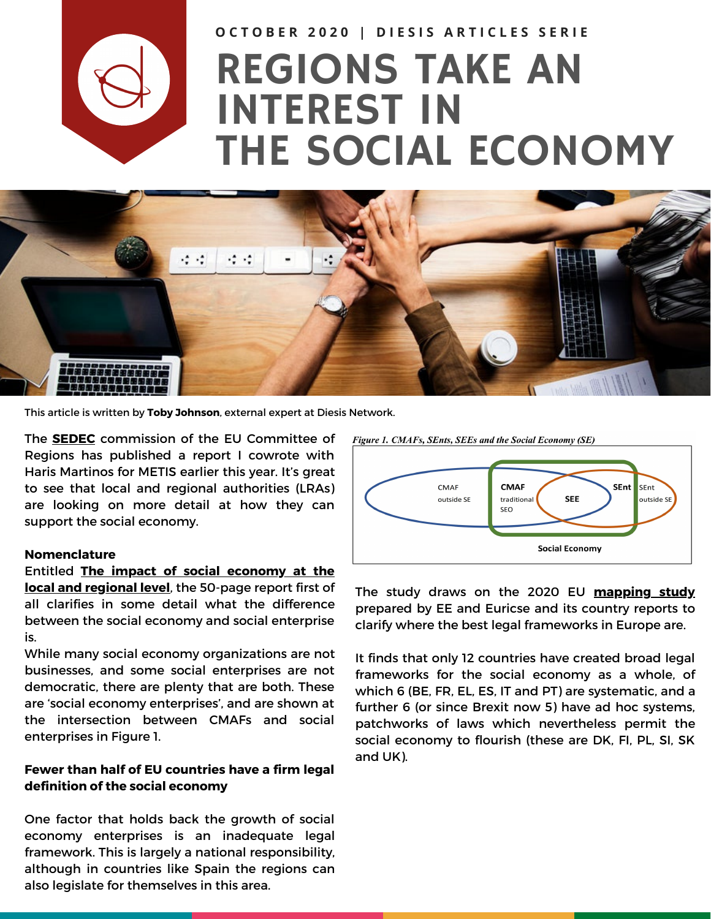OCTOBER 2020 | DIESIS ARTICLES SERIE

# REGIONS TAKE AN INTEREST IN THE SOCIAL ECONOMY

This article is written by **Toby Johnson**, external expert at Diesis Network.

The **SEDEC** commission of the EU Committee of Regions has published a report I cowrote with Haris Martinos for METIS earlier this year. It's great to see that local and regional authorities (LRAs) are looking on more detail at how they can support the social economy.

**Nomenclature**

Entitled **The impact of social economy at the local and regional level**, the 50-page report first of all clarifies in some detail what the difference between the social economy and social enterprise is.

While many social economy organizations are not businesses, and some social enterprises are not democratic, there are plenty that are both. These are 'social economy enterprises', and are shown at the intersection between CMAFs and social enterprises in Figure 1.

*Figure 1. CMAFs, SEnts, SEEs and the Social Economy (SE)*

**Fewer than half of EU countries have a firm legal definition of the social economy**

One factor that holds back the growth of social economy enterprises is an inadequate legal framework. This is largely a national responsibility, although in countries like Spain the regions can also legislate for themselves in this area.

The study draws on the 2020 EU **mapping study** prepared by EE and Euricse and its country reports to clarify where the best legal frameworks in Europe are.

It finds that only 12 countries have created broad legal frameworks for the social economy as a whole, of which 6 (BE, FR, EL, ES, IT and PT) are systematic, and a further 6 (or since Brexit now 5) have ad hoc systems, patchworks of laws which nevertheless permit the social economy to flourish (these are DK, FI, PL, SI, SK and UK).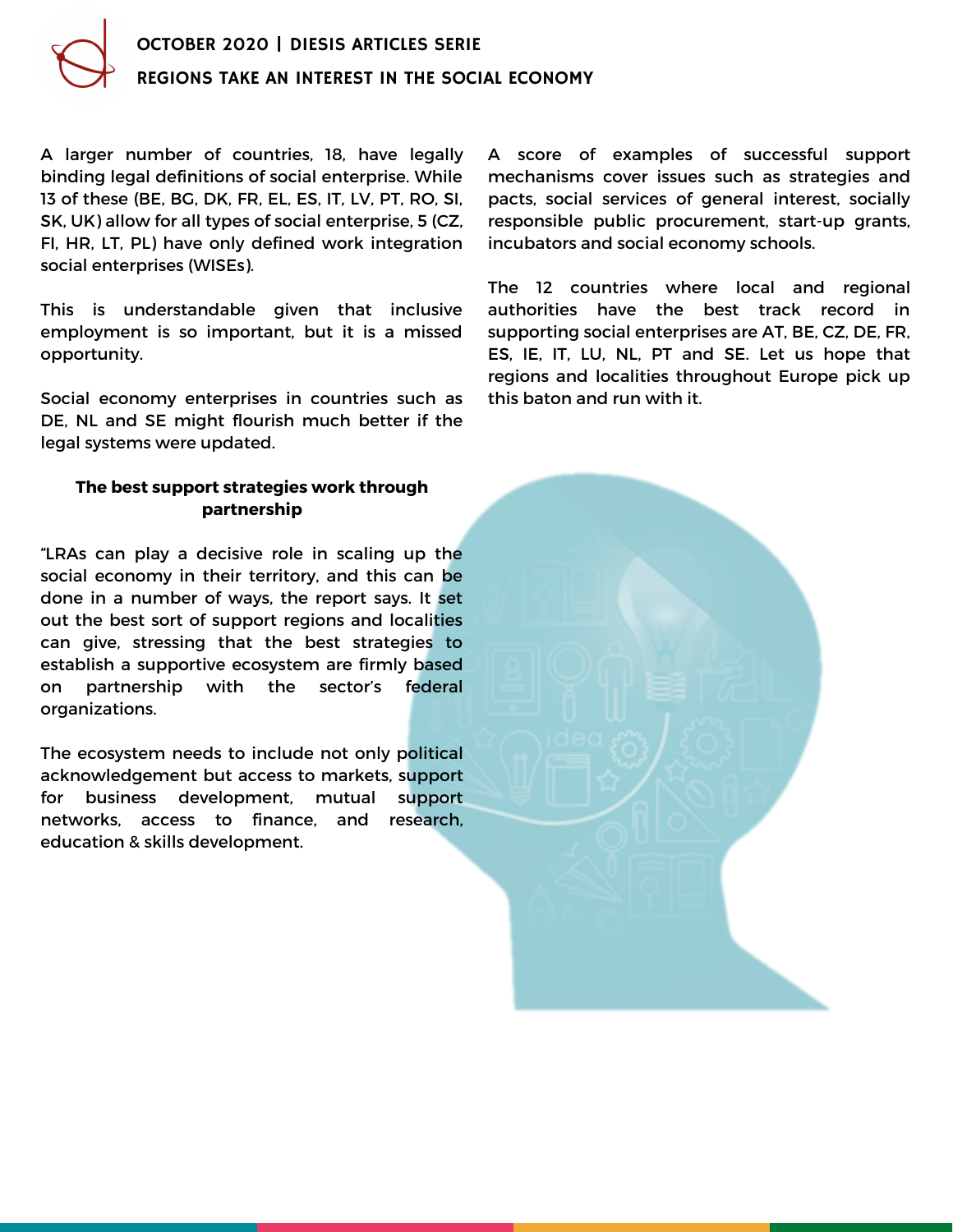A larger number of countries, 18, have legally binding legal definitions of social enterprise. While 13 of these (BE, BG, DK, FR, EL, ES, IT, LV, PT, RO, SI, SK, UK) allow for all types of social enterprise, 5 (CZ, FI, HR, LT, PL) have only defined work integration social enterprises (WISEs).

This is understandable given that inclusive employment is so important, but it is a missed opportunity.

Social economy enterprises in countries such as DE, NL and SE might flourish much better if the legal systems were updated.

**The best support strategies work through partnership**

"LRAs can play a decisive role in scaling up the social economy in their territory, and this can be done in a number of ways, the report says. It set out the best sort of support regions and localities can give, stressing that the best strategies to establish a supportive ecosystem are firmly based on partnership with the sector's federal organizations.

The ecosystem needs to include not only political acknowledgement but access to markets, support for business development, mutual support networks, access to finance, and research, education & skills development.

A score of examples of successful support mechanisms cover issues such as strategies and pacts, social services of general interest, socially responsible public procurement, start-up grants, incubators and social economy schools.

The 12 countries where local and regional authorities have the best track record in supporting social enterprises are AT, BE, CZ, DE, FR, ES, IE, IT, LU, NL, PT and SE. Let us hope that regions and localities throughout Europe pick up this baton and run with it.